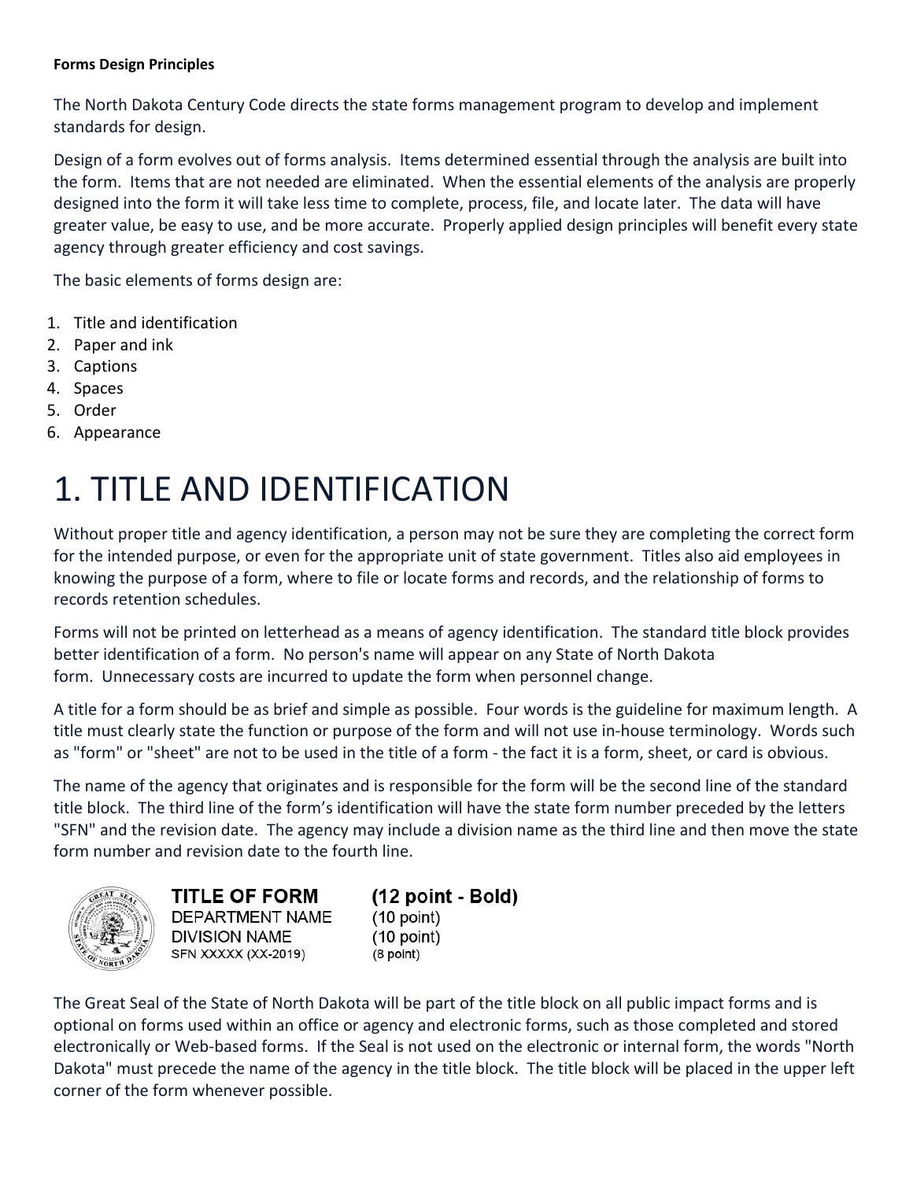**Forms Design Principles**

The North Dakota Century Code directs the state forms management program to develop and implement standards for design.

Design of a form evolves out of forms analysis. Items determined essential through the analysis are built into the form. Items that are not needed are eliminated. When the essential elements of the analysis are properly designed into the form it will take less time to complete, process, file, and locate later. The data will have greater value, be easy to use, and be more accurate. Properly applied design principles will benefit every state agency through greater efficiency and cost savings.

The basic elements of forms design are:

1. Title and identification
2. Paper and ink
3. Captions
4. Spaces
5. Order
6. Appearance

# 1. TITLE AND IDENTIFICATION

Without proper title and agency identification, a person may not be sure they are completing the correct form for the intended purpose, or even for the appropriate unit of state government. Titles also aid employees in knowing the purpose of a form, where to file or locate forms and records, and the relationship of forms to records retention schedules.

Forms will not be printed on letterhead as a means of agency identification. The standard title block provides better identification of a form. No person's name will appear on any State of North Dakota form. Unnecessary costs are incurred to update the form when personnel change.

A title for a form should be as brief and simple as possible. Four words is the guideline for maximum length. A title must clearly state the function or purpose of the form and will not use in-house terminology. Words such as "form" or "sheet" are not to be used in the title of a form - the fact it is a form, sheet, or card is obvious.

The name of the agency that originates and is responsible for the form will be the second line of the standard title block. The third line of the form's identification will have the state form number preceded by the letters "SFN" and the revision date. The agency may include a division name as the third line and then move the state form number and revision date to the fourth line.

| | |
|---|---|
| **TITLE OF FORM** | **(12 point - Bold)** |
| DEPARTMENT NAME | (10 point) |
| DIVISION NAME | (10 point) |
| SFN XXXXX (XX-2019) | (8 point) |

The Great Seal of the State of North Dakota will be part of the title block on all public impact forms and is optional on forms used within an office or agency and electronic forms, such as those completed and stored electronically or Web-based forms. If the Seal is not used on the electronic or internal form, the words "North Dakota" must precede the name of the agency in the title block. The title block will be placed in the upper left corner of the form whenever possible.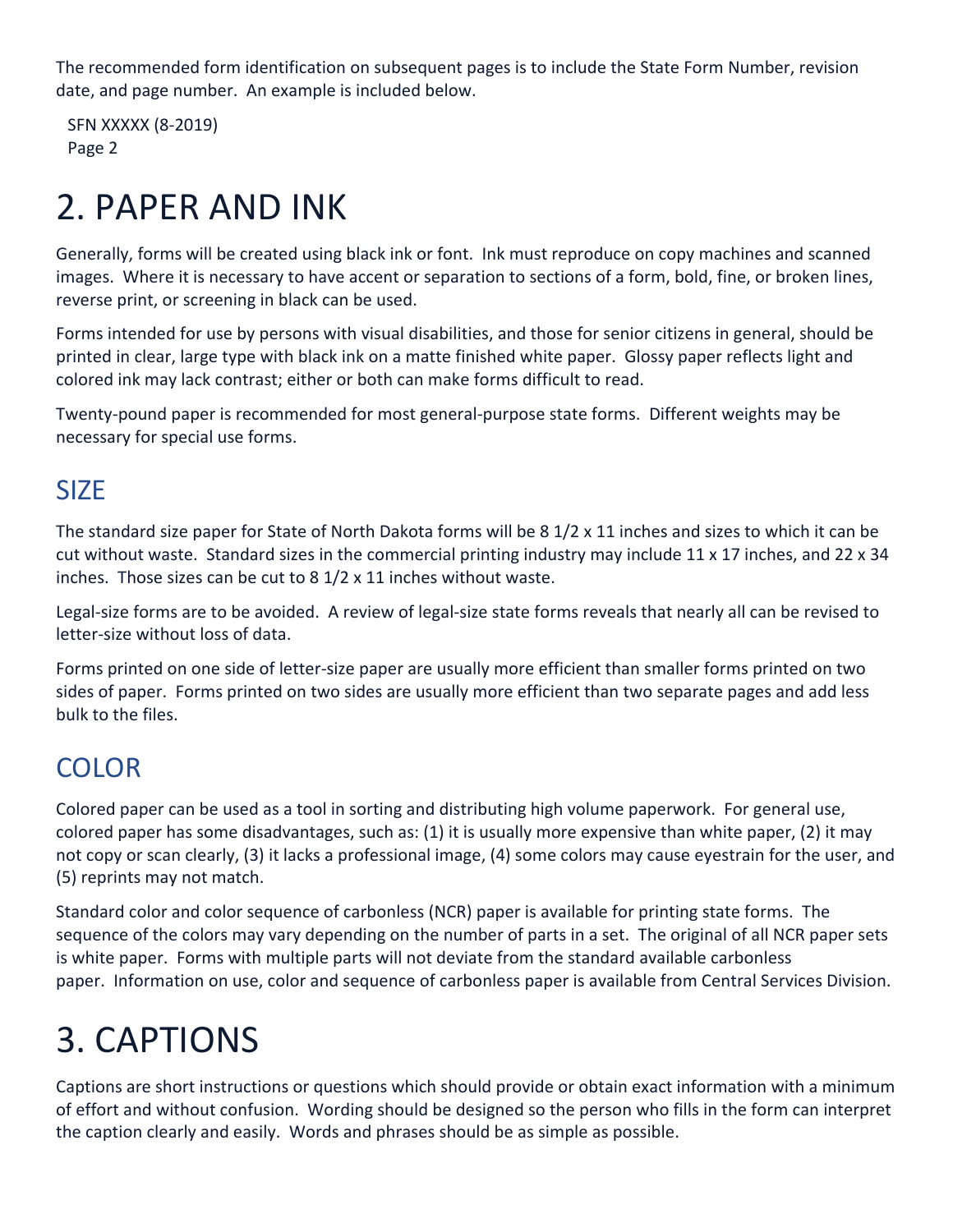The recommended form identification on subsequent pages is to include the State Form Number, revision date, and page number. An example is included below.

SFN XXXXX (8-2019)
Page 2

# 2. PAPER AND INK

Generally, forms will be created using black ink or font. Ink must reproduce on copy machines and scanned images. Where it is necessary to have accent or separation to sections of a form, bold, fine, or broken lines, reverse print, or screening in black can be used.

Forms intended for use by persons with visual disabilities, and those for senior citizens in general, should be printed in clear, large type with black ink on a matte finished white paper. Glossy paper reflects light and colored ink may lack contrast; either or both can make forms difficult to read.

Twenty-pound paper is recommended for most general-purpose state forms. Different weights may be necessary for special use forms.

## SIZE

The standard size paper for State of North Dakota forms will be 8 1/2 x 11 inches and sizes to which it can be cut without waste. Standard sizes in the commercial printing industry may include 11 x 17 inches, and 22 x 34 inches. Those sizes can be cut to 8 1/2 x 11 inches without waste.

Legal-size forms are to be avoided. A review of legal-size state forms reveals that nearly all can be revised to letter-size without loss of data.

Forms printed on one side of letter-size paper are usually more efficient than smaller forms printed on two sides of paper. Forms printed on two sides are usually more efficient than two separate pages and add less bulk to the files.

## COLOR

Colored paper can be used as a tool in sorting and distributing high volume paperwork. For general use, colored paper has some disadvantages, such as: (1) it is usually more expensive than white paper, (2) it may not copy or scan clearly, (3) it lacks a professional image, (4) some colors may cause eyestrain for the user, and (5) reprints may not match.

Standard color and color sequence of carbonless (NCR) paper is available for printing state forms. The sequence of the colors may vary depending on the number of parts in a set. The original of all NCR paper sets is white paper. Forms with multiple parts will not deviate from the standard available carbonless paper. Information on use, color and sequence of carbonless paper is available from Central Services Division.

# 3. CAPTIONS

Captions are short instructions or questions which should provide or obtain exact information with a minimum of effort and without confusion. Wording should be designed so the person who fills in the form can interpret the caption clearly and easily. Words and phrases should be as simple as possible.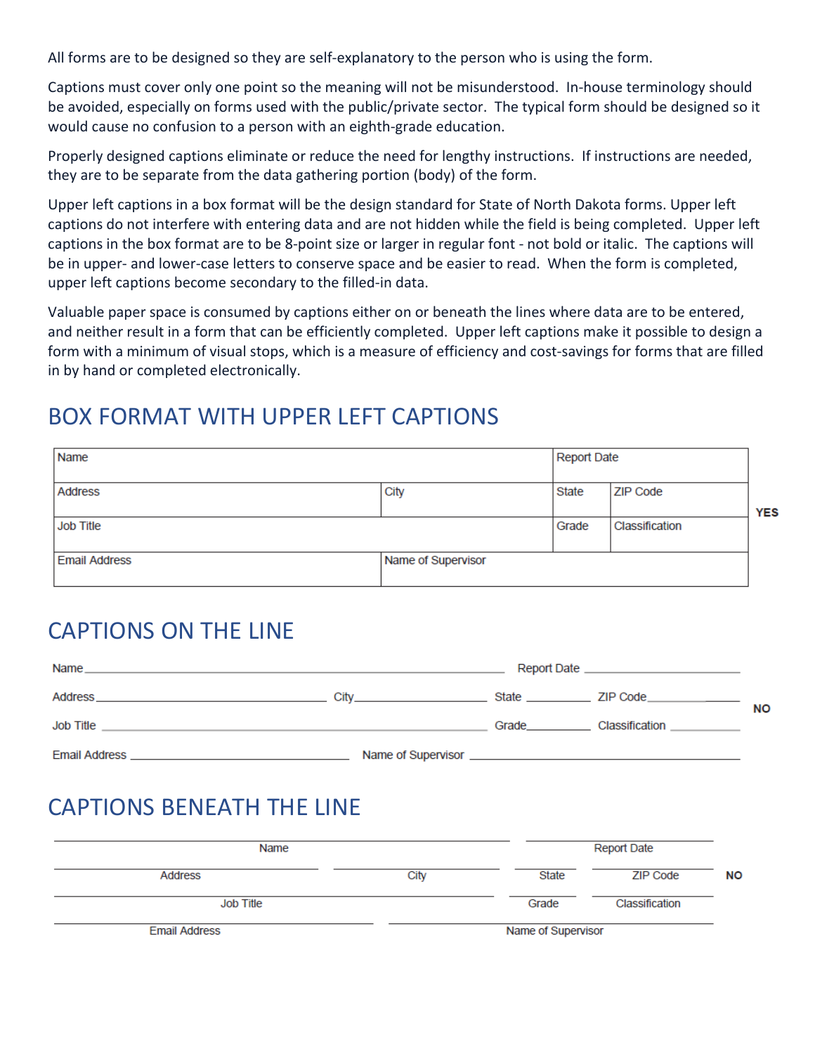All forms are to be designed so they are self-explanatory to the person who is using the form.

Captions must cover only one point so the meaning will not be misunderstood. In-house terminology should be avoided, especially on forms used with the public/private sector. The typical form should be designed so it would cause no confusion to a person with an eighth-grade education.

Properly designed captions eliminate or reduce the need for lengthy instructions. If instructions are needed, they are to be separate from the data gathering portion (body) of the form.

Upper left captions in a box format will be the design standard for State of North Dakota forms. Upper left captions do not interfere with entering data and are not hidden while the field is being completed. Upper left captions in the box format are to be 8-point size or larger in regular font - not bold or italic. The captions will be in upper- and lower-case letters to conserve space and be easier to read. When the form is completed, upper left captions become secondary to the filled-in data.

Valuable paper space is consumed by captions either on or beneath the lines where data are to be entered, and neither result in a form that can be efficiently completed. Upper left captions make it possible to design a form with a minimum of visual stops, which is a measure of efficiency and cost-savings for forms that are filled in by hand or completed electronically.

## BOX FORMAT WITH UPPER LEFT CAPTIONS

| Name | | Report Date | |
|---|---|---|---|
| Address | City | State | ZIP Code |
| Job Title | | Grade | Classification |
| Email Address | Name of Supervisor | | |

**YES**

## CAPTIONS ON THE LINE

Name ____________________ Report Date ____________

Address ____________ City ________ State _____ ZIP Code ________

Job Title ____________________ Grade _____ Classification ________

Email Address ____________ Name of Supervisor ____________

**NO**

## CAPTIONS BENEATH THE LINE

____________________ ____________
Name Report Date

____________ ________ _____ ________
Address City State ZIP Code

____________________ _____ ________
Job Title Grade Classification

____________ ____________
Email Address Name of Supervisor

**NO**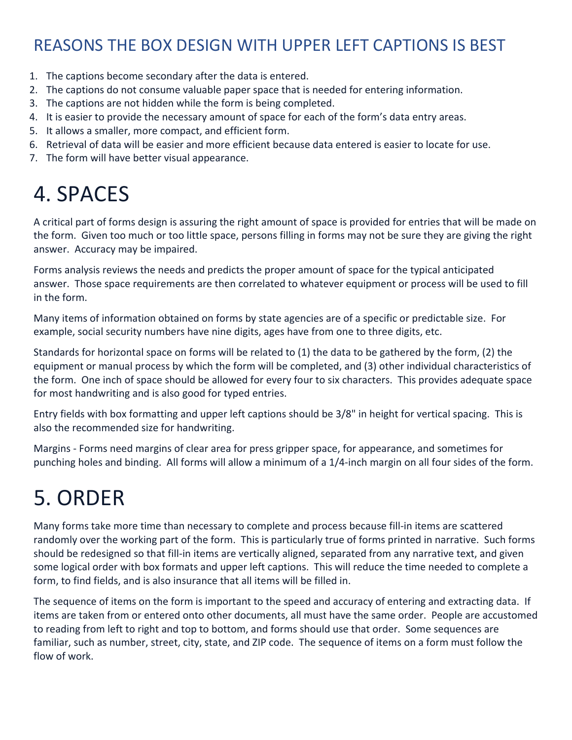## REASONS THE BOX DESIGN WITH UPPER LEFT CAPTIONS IS BEST

1. The captions become secondary after the data is entered.
2. The captions do not consume valuable paper space that is needed for entering information.
3. The captions are not hidden while the form is being completed.
4. It is easier to provide the necessary amount of space for each of the form's data entry areas.
5. It allows a smaller, more compact, and efficient form.
6. Retrieval of data will be easier and more efficient because data entered is easier to locate for use.
7. The form will have better visual appearance.

# 4. SPACES

A critical part of forms design is assuring the right amount of space is provided for entries that will be made on the form. Given too much or too little space, persons filling in forms may not be sure they are giving the right answer. Accuracy may be impaired.

Forms analysis reviews the needs and predicts the proper amount of space for the typical anticipated answer. Those space requirements are then correlated to whatever equipment or process will be used to fill in the form.

Many items of information obtained on forms by state agencies are of a specific or predictable size. For example, social security numbers have nine digits, ages have from one to three digits, etc.

Standards for horizontal space on forms will be related to (1) the data to be gathered by the form, (2) the equipment or manual process by which the form will be completed, and (3) other individual characteristics of the form. One inch of space should be allowed for every four to six characters. This provides adequate space for most handwriting and is also good for typed entries.

Entry fields with box formatting and upper left captions should be 3/8" in height for vertical spacing. This is also the recommended size for handwriting.

Margins - Forms need margins of clear area for press gripper space, for appearance, and sometimes for punching holes and binding. All forms will allow a minimum of a 1/4-inch margin on all four sides of the form.

# 5. ORDER

Many forms take more time than necessary to complete and process because fill-in items are scattered randomly over the working part of the form. This is particularly true of forms printed in narrative. Such forms should be redesigned so that fill-in items are vertically aligned, separated from any narrative text, and given some logical order with box formats and upper left captions. This will reduce the time needed to complete a form, to find fields, and is also insurance that all items will be filled in.

The sequence of items on the form is important to the speed and accuracy of entering and extracting data. If items are taken from or entered onto other documents, all must have the same order. People are accustomed to reading from left to right and top to bottom, and forms should use that order. Some sequences are familiar, such as number, street, city, state, and ZIP code. The sequence of items on a form must follow the flow of work.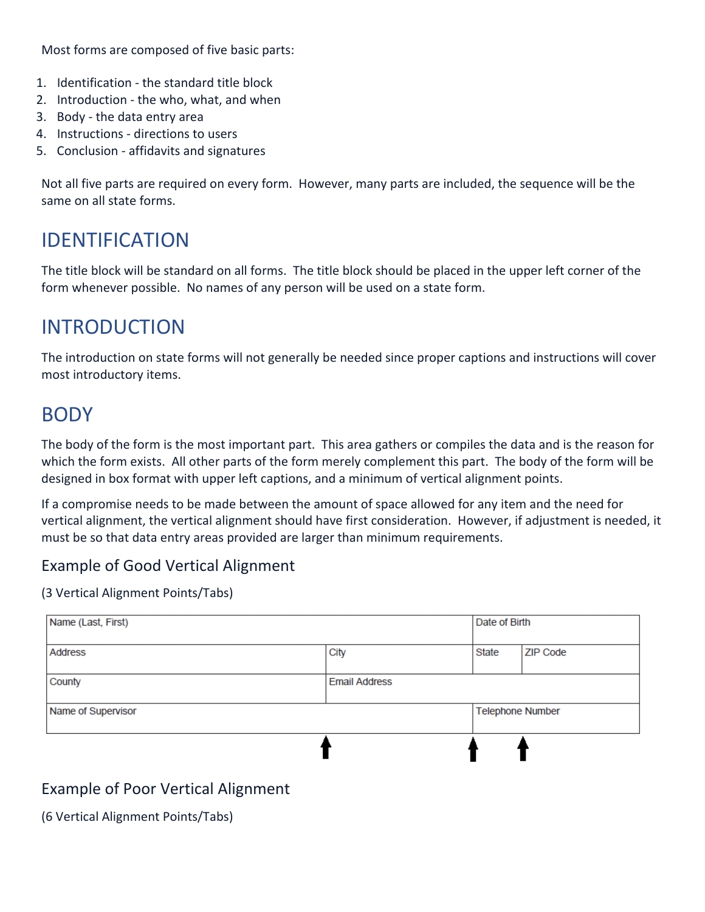Most forms are composed of five basic parts:

1. Identification - the standard title block
2. Introduction - the who, what, and when
3. Body - the data entry area
4. Instructions - directions to users
5. Conclusion - affidavits and signatures

Not all five parts are required on every form. However, many parts are included, the sequence will be the same on all state forms.

## IDENTIFICATION

The title block will be standard on all forms. The title block should be placed in the upper left corner of the form whenever possible. No names of any person will be used on a state form.

## INTRODUCTION

The introduction on state forms will not generally be needed since proper captions and instructions will cover most introductory items.

## BODY

The body of the form is the most important part. This area gathers or compiles the data and is the reason for which the form exists. All other parts of the form merely complement this part. The body of the form will be designed in box format with upper left captions, and a minimum of vertical alignment points.

If a compromise needs to be made between the amount of space allowed for any item and the need for vertical alignment, the vertical alignment should have first consideration. However, if adjustment is needed, it must be so that data entry areas provided are larger than minimum requirements.

### Example of Good Vertical Alignment

(3 Vertical Alignment Points/Tabs)

| Name (Last, First) | | Date of Birth | |
|---|---|---|---|
| Address | City | State | ZIP Code |
| County | Email Address | | |
| Name of Supervisor | | Telephone Number | |

### Example of Poor Vertical Alignment

(6 Vertical Alignment Points/Tabs)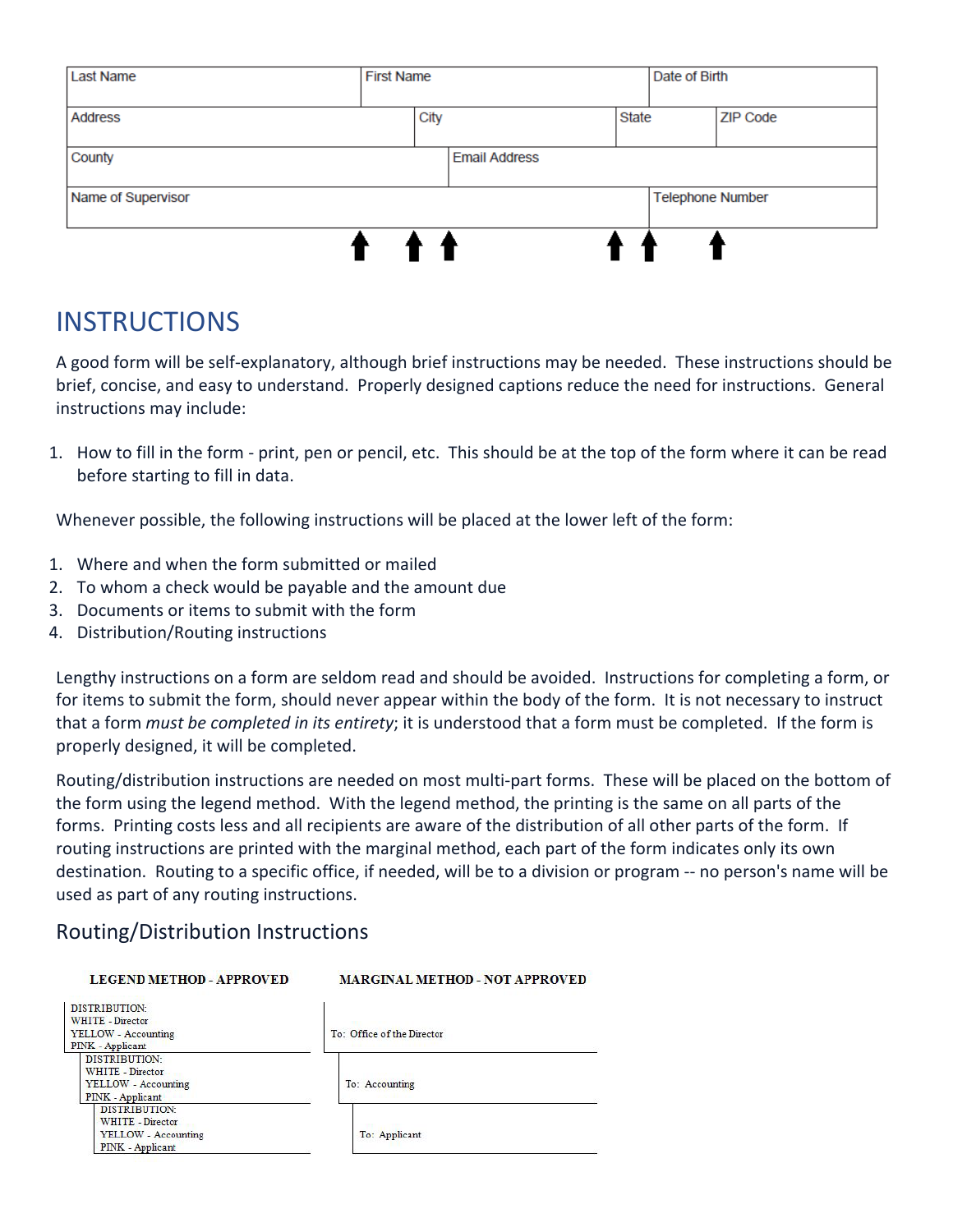| Last Name | | First Name | | | Date of Birth | |
|---|---|---|---|---|---|---|
| Address | | City | | State | ZIP Code | |
| County | | | Email Address | | | |
| Name of Supervisor | | | | | Telephone Number | |

⬆ ⬆ ⬆ ⬆ ⬆ ⬆

# INSTRUCTIONS

A good form will be self-explanatory, although brief instructions may be needed. These instructions should be brief, concise, and easy to understand. Properly designed captions reduce the need for instructions. General instructions may include:

1. How to fill in the form - print, pen or pencil, etc. This should be at the top of the form where it can be read before starting to fill in data.

Whenever possible, the following instructions will be placed at the lower left of the form:

1. Where and when the form submitted or mailed
2. To whom a check would be payable and the amount due
3. Documents or items to submit with the form
4. Distribution/Routing instructions

Lengthy instructions on a form are seldom read and should be avoided. Instructions for completing a form, or for items to submit the form, should never appear within the body of the form. It is not necessary to instruct that a form *must be completed in its entirety*; it is understood that a form must be completed. If the form is properly designed, it will be completed.

Routing/distribution instructions are needed on most multi-part forms. These will be placed on the bottom of the form using the legend method. With the legend method, the printing is the same on all parts of the forms. Printing costs less and all recipients are aware of the distribution of all other parts of the form. If routing instructions are printed with the marginal method, each part of the form indicates only its own destination. Routing to a specific office, if needed, will be to a division or program -- no person's name will be used as part of any routing instructions.

## Routing/Distribution Instructions

**LEGEND METHOD - APPROVED**

DISTRIBUTION:
WHITE - Director
YELLOW - Accounting
PINK - Applicant

DISTRIBUTION:
WHITE - Director
YELLOW - Accounting
PINK - Applicant

DISTRIBUTION:
WHITE - Director
YELLOW - Accounting
PINK - Applicant

**MARGINAL METHOD - NOT APPROVED**

To: Office of the Director

To: Accounting

To: Applicant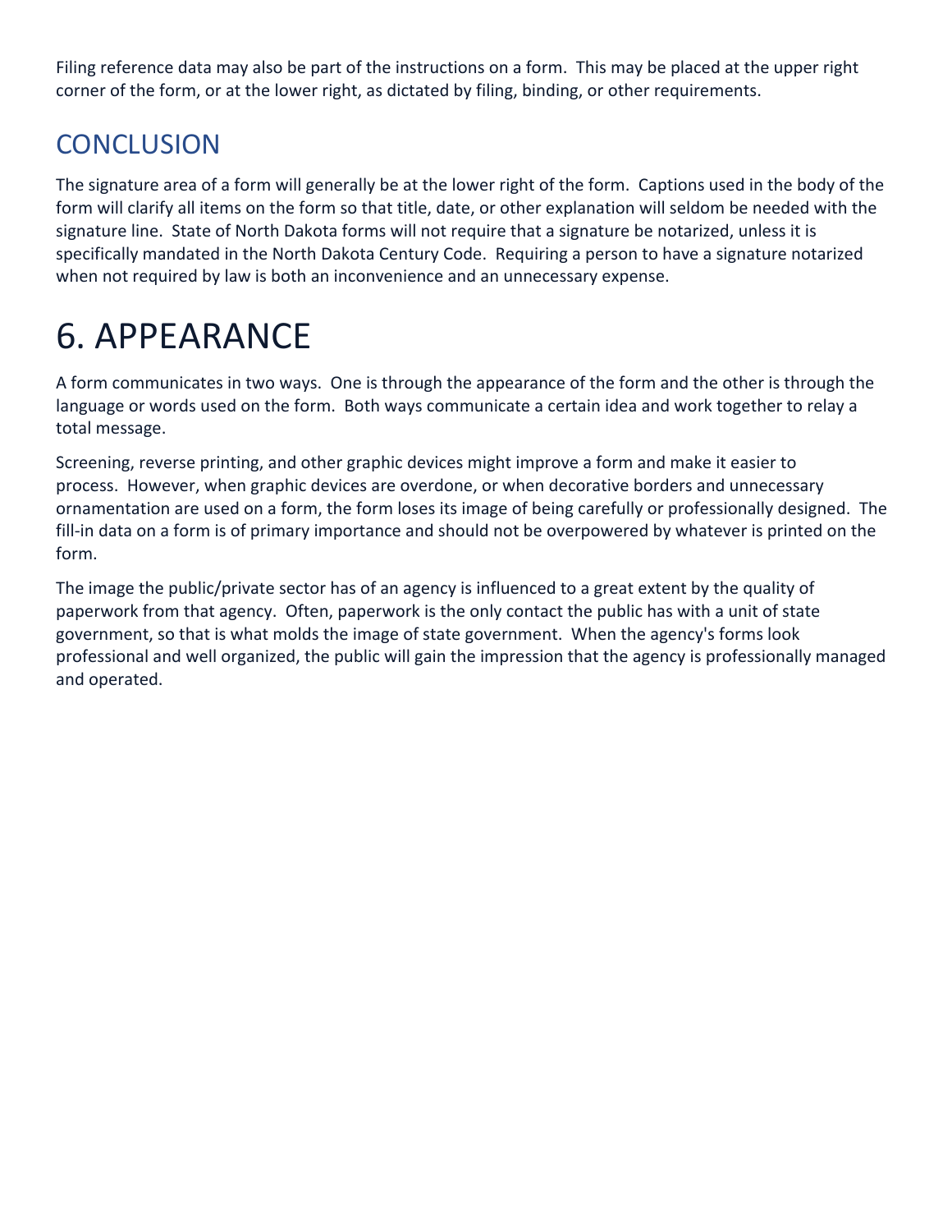Filing reference data may also be part of the instructions on a form. This may be placed at the upper right corner of the form, or at the lower right, as dictated by filing, binding, or other requirements.

## CONCLUSION

The signature area of a form will generally be at the lower right of the form. Captions used in the body of the form will clarify all items on the form so that title, date, or other explanation will seldom be needed with the signature line. State of North Dakota forms will not require that a signature be notarized, unless it is specifically mandated in the North Dakota Century Code. Requiring a person to have a signature notarized when not required by law is both an inconvenience and an unnecessary expense.

# 6. APPEARANCE

A form communicates in two ways. One is through the appearance of the form and the other is through the language or words used on the form. Both ways communicate a certain idea and work together to relay a total message.

Screening, reverse printing, and other graphic devices might improve a form and make it easier to process. However, when graphic devices are overdone, or when decorative borders and unnecessary ornamentation are used on a form, the form loses its image of being carefully or professionally designed. The fill-in data on a form is of primary importance and should not be overpowered by whatever is printed on the form.

The image the public/private sector has of an agency is influenced to a great extent by the quality of paperwork from that agency. Often, paperwork is the only contact the public has with a unit of state government, so that is what molds the image of state government. When the agency's forms look professional and well organized, the public will gain the impression that the agency is professionally managed and operated.